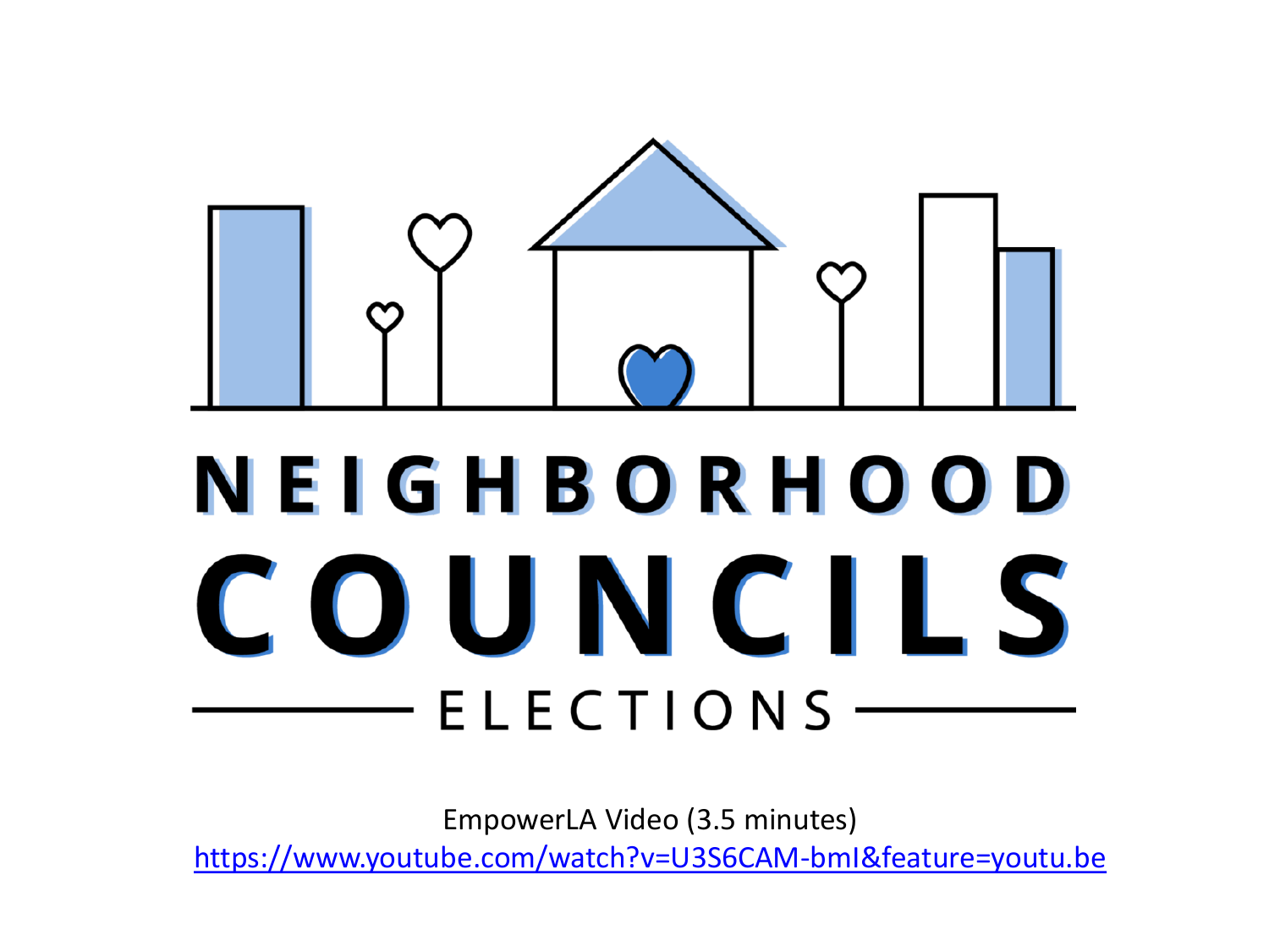# NEIGHBORHOOD COUNCILS

## ELECTIONS

EmpowerLA Video (3.5 minutes)
https://www.youtube.com/watch?v=U3S6CAM-bmI&feature=youtu.be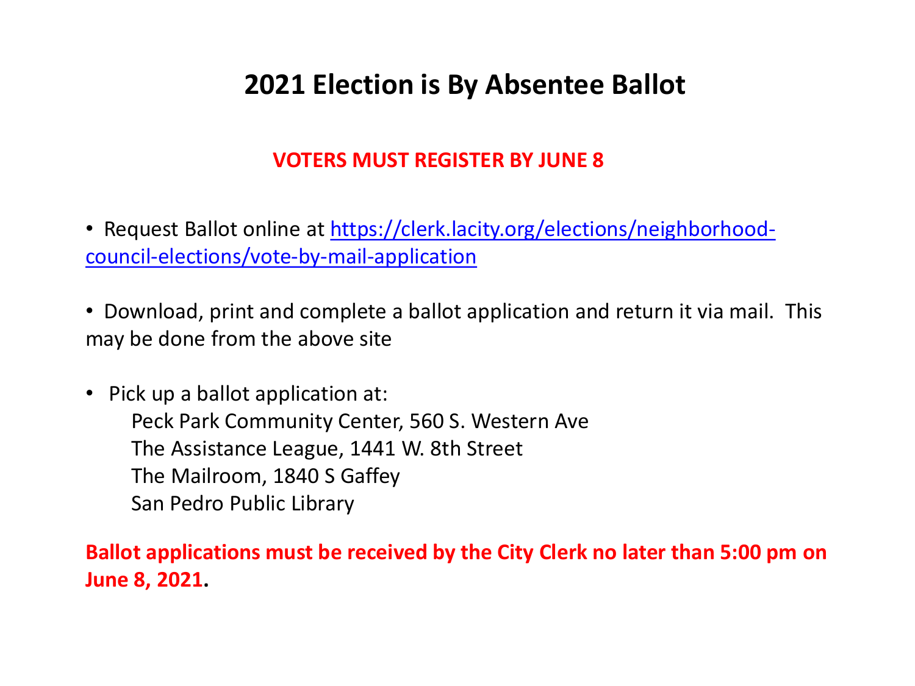# 2021 Election is By Absentee Ballot

**VOTERS MUST REGISTER BY JUNE 8**

- Request Ballot online at [https://clerk.lacity.org/elections/neighborhood-council-elections/vote-by-mail-application](https://clerk.lacity.org/elections/neighborhood-council-elections/vote-by-mail-application)

- Download, print and complete a ballot application and return it via mail. This may be done from the above site

- Pick up a ballot application at:
  - Peck Park Community Center, 560 S. Western Ave
  - The Assistance League, 1441 W. 8th Street
  - The Mailroom, 1840 S Gaffey
  - San Pedro Public Library

**Ballot applications must be received by the City Clerk no later than 5:00 pm on June 8, 2021.**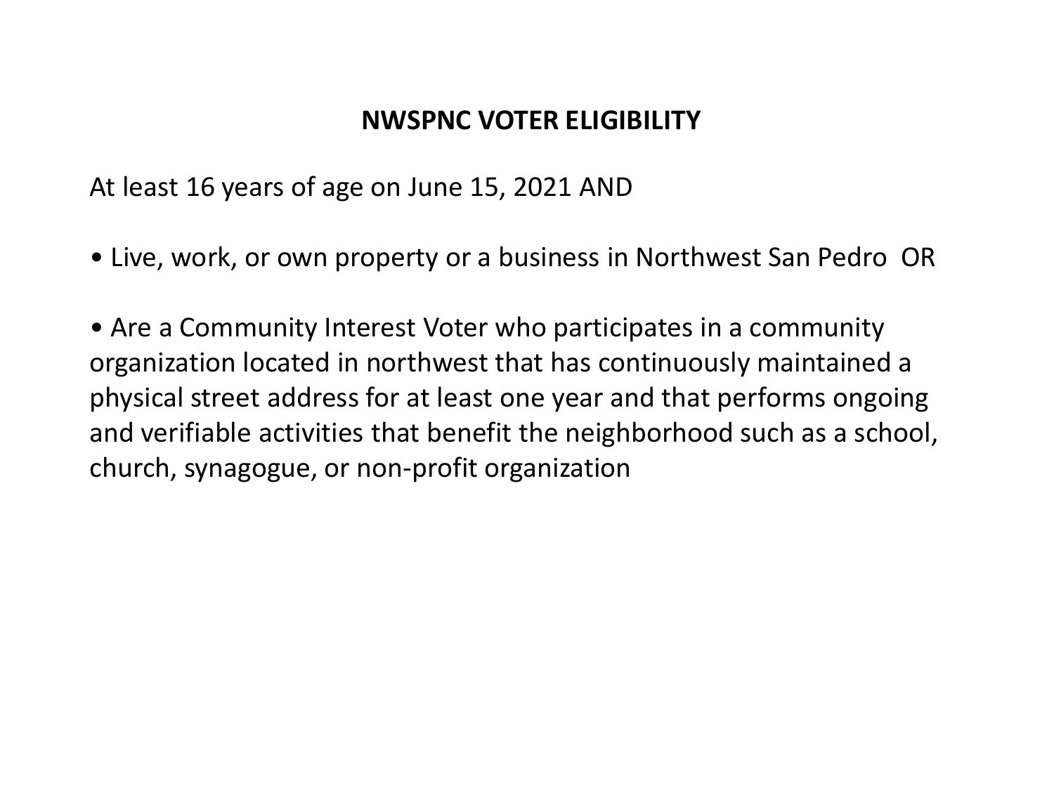## NWSPNC VOTER ELIGIBILITY

At least 16 years of age on June 15, 2021 AND

- Live, work, or own property or a business in Northwest San Pedro OR

- Are a Community Interest Voter who participates in a community organization located in northwest that has continuously maintained a physical street address for at least one year and that performs ongoing and verifiable activities that benefit the neighborhood such as a school, church, synagogue, or non-profit organization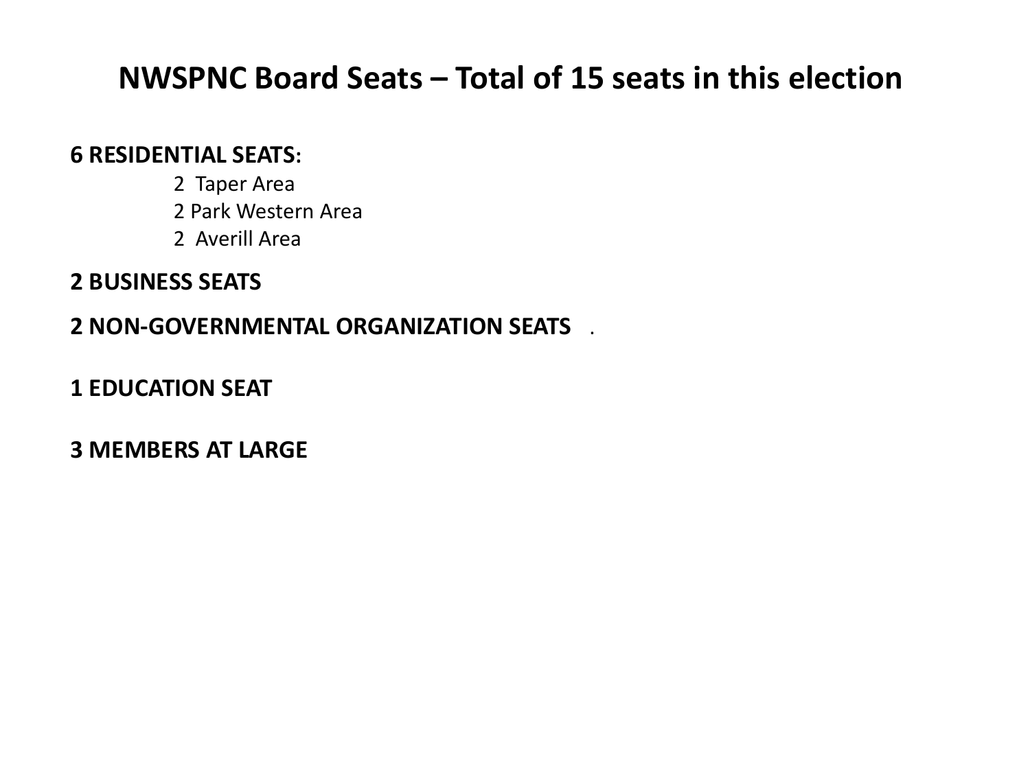# NWSPNC Board Seats – Total of 15 seats in this election

**6 RESIDENTIAL SEATS:**

- 2 Taper Area
- 2 Park Western Area
- 2 Averill Area

**2 BUSINESS SEATS**

**2 NON-GOVERNMENTAL ORGANIZATION SEATS** .

**1 EDUCATION SEAT**

**3 MEMBERS AT LARGE**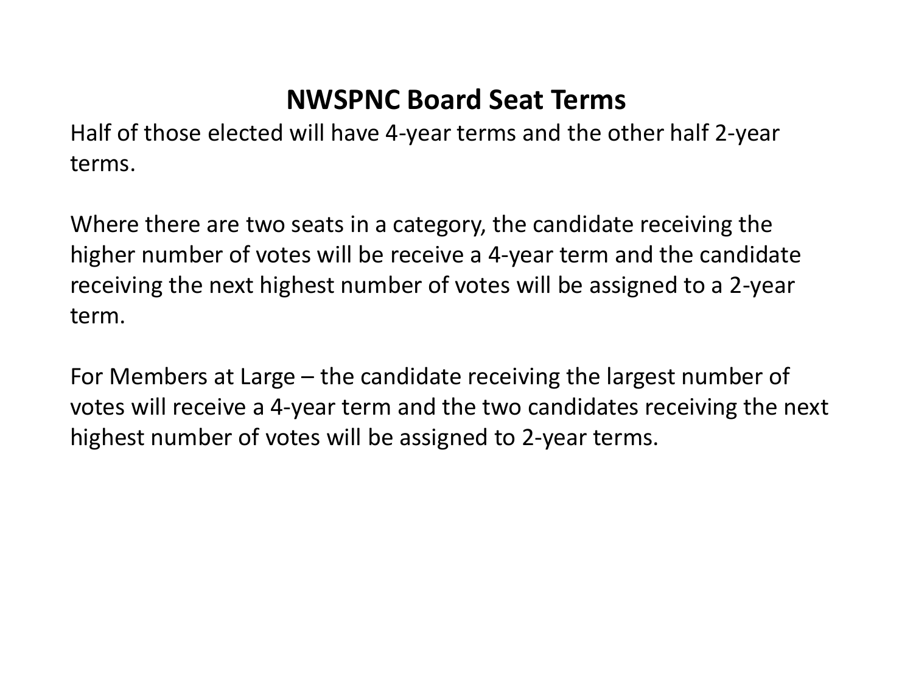## NWSPNC Board Seat Terms

Half of those elected will have 4-year terms and the other half 2-year terms.

Where there are two seats in a category, the candidate receiving the higher number of votes will be receive a 4-year term and the candidate receiving the next highest number of votes will be assigned to a 2-year term.

For Members at Large – the candidate receiving the largest number of votes will receive a 4-year term and the two candidates receiving the next highest number of votes will be assigned to 2-year terms.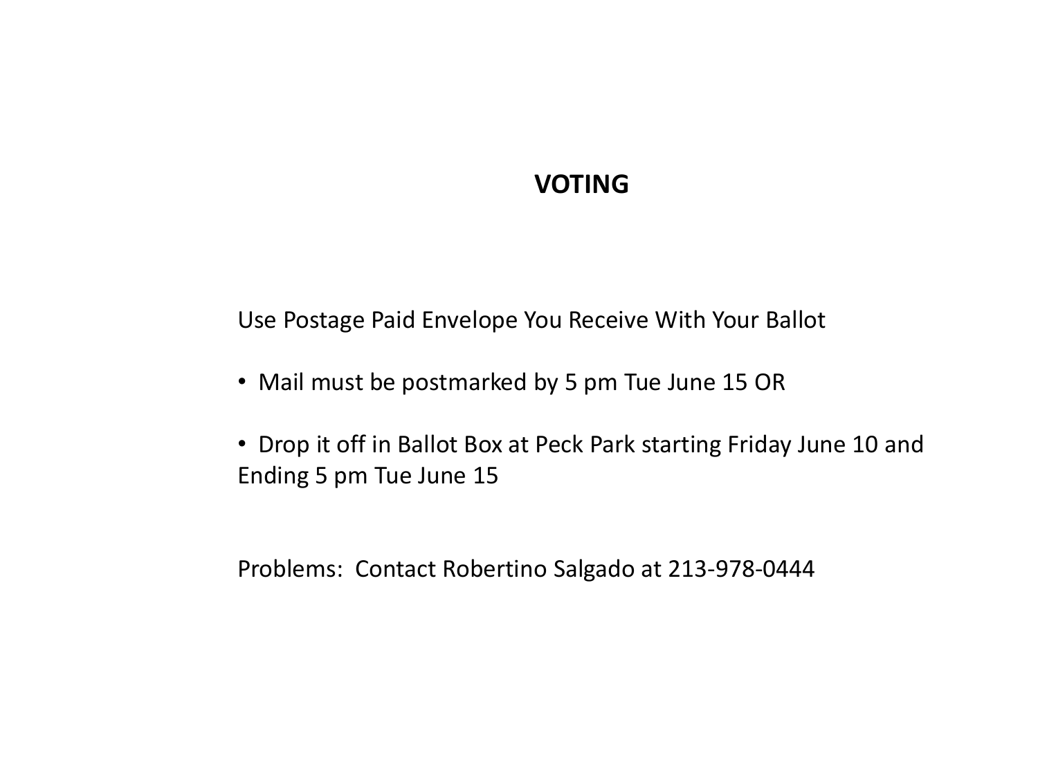# VOTING

Use Postage Paid Envelope You Receive With Your Ballot

- Mail must be postmarked by 5 pm Tue June 15 OR

- Drop it off in Ballot Box at Peck Park starting Friday June 10 and Ending 5 pm Tue June 15

Problems: Contact Robertino Salgado at 213-978-0444